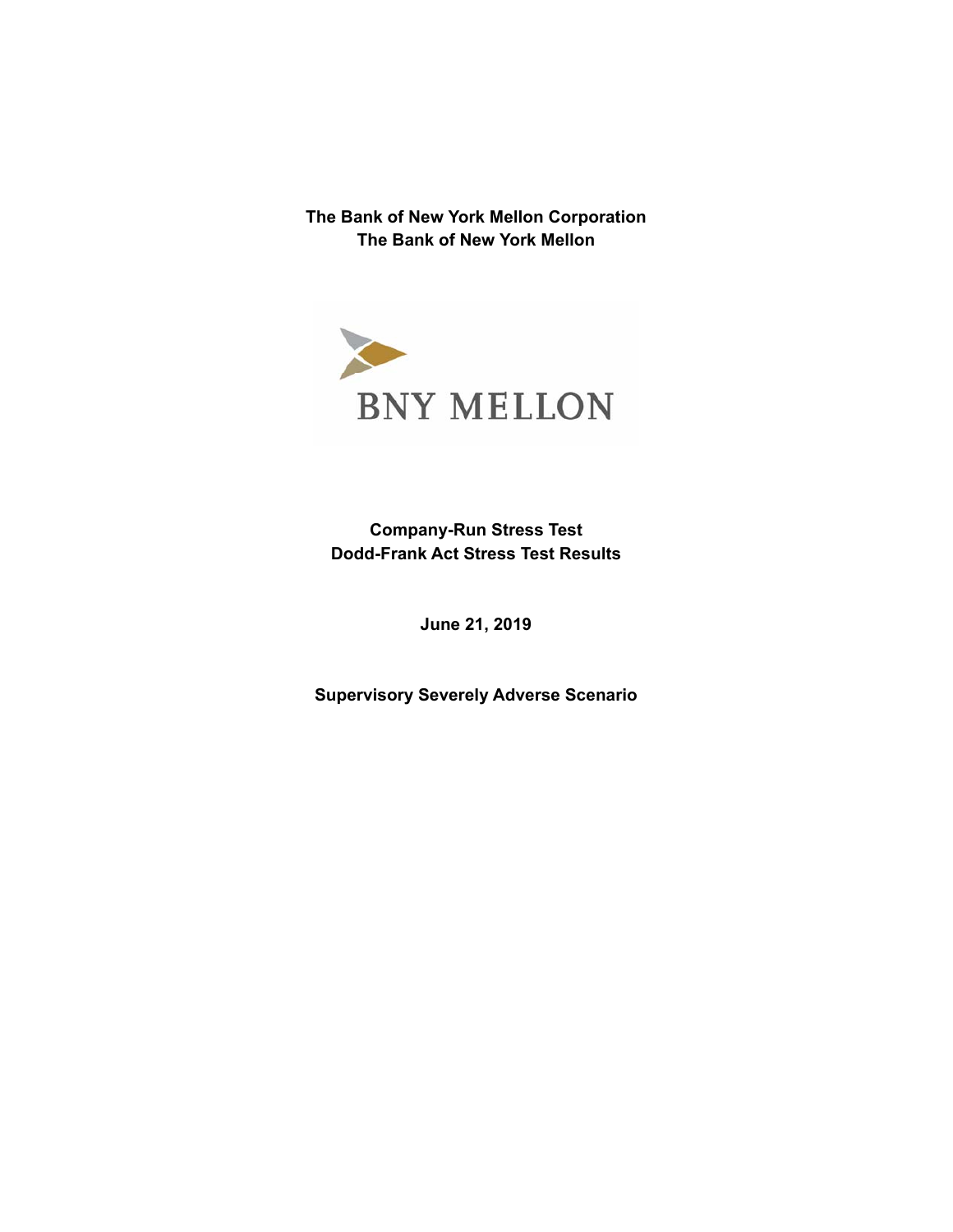**The Bank of New York Mellon Corporation**
**The Bank of New York Mellon**

BNY MELLON

**Company-Run Stress Test**
**Dodd-Frank Act Stress Test Results**

**June 21, 2019**

**Supervisory Severely Adverse Scenario**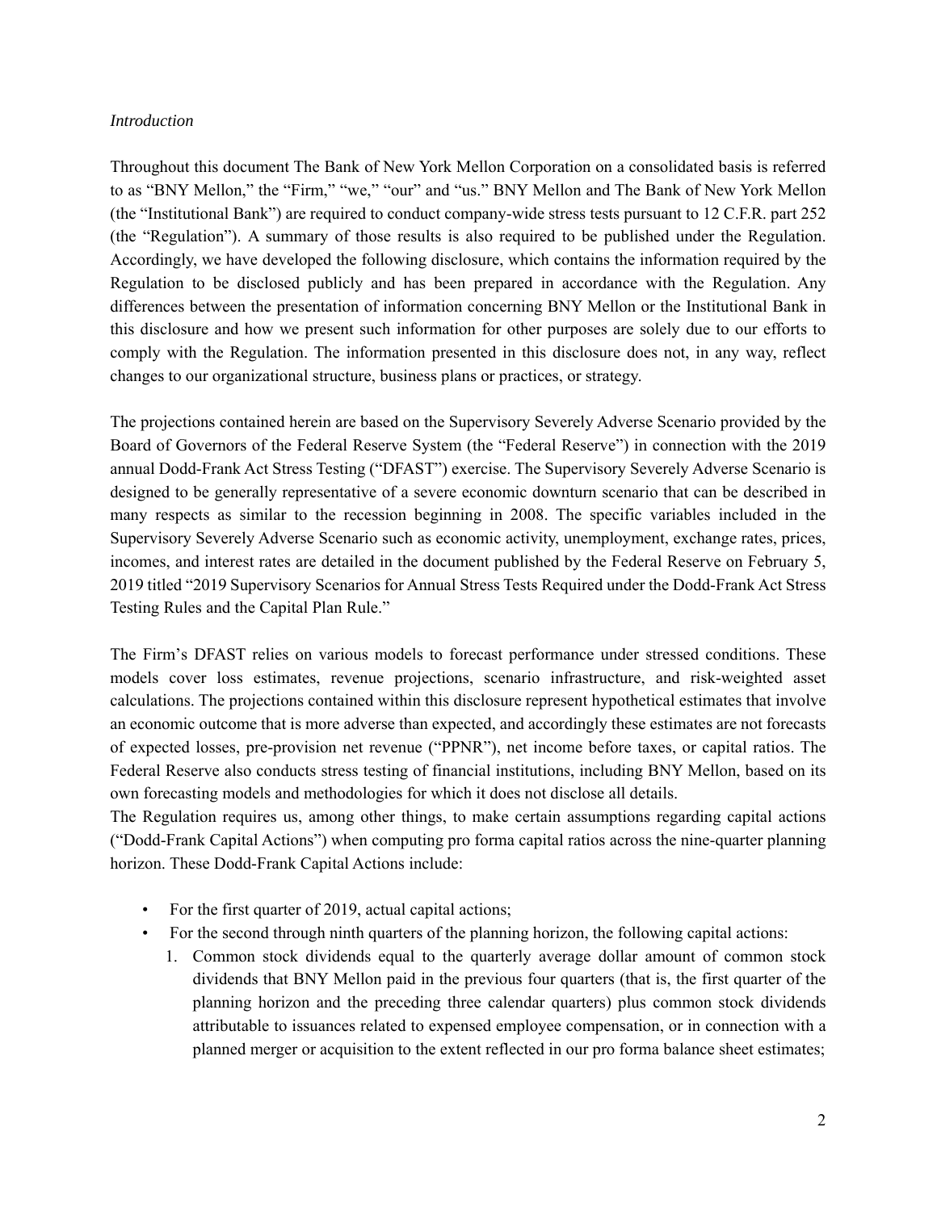*Introduction*

Throughout this document The Bank of New York Mellon Corporation on a consolidated basis is referred to as "BNY Mellon," the "Firm," "we," "our" and "us." BNY Mellon and The Bank of New York Mellon (the "Institutional Bank") are required to conduct company-wide stress tests pursuant to 12 C.F.R. part 252 (the "Regulation"). A summary of those results is also required to be published under the Regulation. Accordingly, we have developed the following disclosure, which contains the information required by the Regulation to be disclosed publicly and has been prepared in accordance with the Regulation. Any differences between the presentation of information concerning BNY Mellon or the Institutional Bank in this disclosure and how we present such information for other purposes are solely due to our efforts to comply with the Regulation. The information presented in this disclosure does not, in any way, reflect changes to our organizational structure, business plans or practices, or strategy.

The projections contained herein are based on the Supervisory Severely Adverse Scenario provided by the Board of Governors of the Federal Reserve System (the "Federal Reserve") in connection with the 2019 annual Dodd-Frank Act Stress Testing ("DFAST") exercise. The Supervisory Severely Adverse Scenario is designed to be generally representative of a severe economic downturn scenario that can be described in many respects as similar to the recession beginning in 2008. The specific variables included in the Supervisory Severely Adverse Scenario such as economic activity, unemployment, exchange rates, prices, incomes, and interest rates are detailed in the document published by the Federal Reserve on February 5, 2019 titled "2019 Supervisory Scenarios for Annual Stress Tests Required under the Dodd-Frank Act Stress Testing Rules and the Capital Plan Rule."

The Firm's DFAST relies on various models to forecast performance under stressed conditions. These models cover loss estimates, revenue projections, scenario infrastructure, and risk-weighted asset calculations. The projections contained within this disclosure represent hypothetical estimates that involve an economic outcome that is more adverse than expected, and accordingly these estimates are not forecasts of expected losses, pre-provision net revenue ("PPNR"), net income before taxes, or capital ratios. The Federal Reserve also conducts stress testing of financial institutions, including BNY Mellon, based on its own forecasting models and methodologies for which it does not disclose all details.

The Regulation requires us, among other things, to make certain assumptions regarding capital actions ("Dodd-Frank Capital Actions") when computing pro forma capital ratios across the nine-quarter planning horizon. These Dodd-Frank Capital Actions include:

- For the first quarter of 2019, actual capital actions;
- For the second through ninth quarters of the planning horizon, the following capital actions:
  1. Common stock dividends equal to the quarterly average dollar amount of common stock dividends that BNY Mellon paid in the previous four quarters (that is, the first quarter of the planning horizon and the preceding three calendar quarters) plus common stock dividends attributable to issuances related to expensed employee compensation, or in connection with a planned merger or acquisition to the extent reflected in our pro forma balance sheet estimates;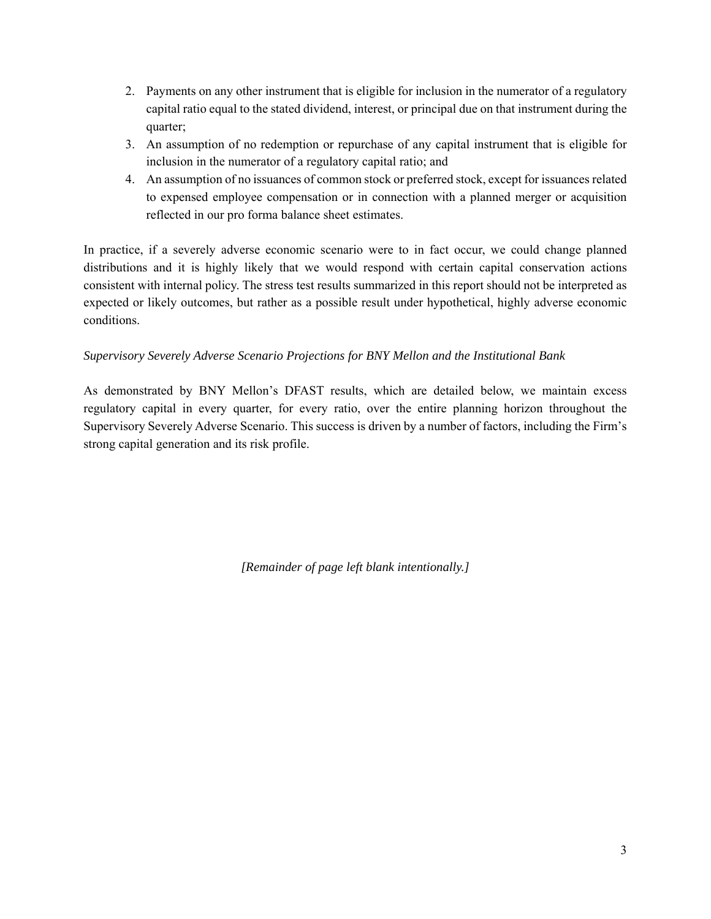2. Payments on any other instrument that is eligible for inclusion in the numerator of a regulatory capital ratio equal to the stated dividend, interest, or principal due on that instrument during the quarter;
3. An assumption of no redemption or repurchase of any capital instrument that is eligible for inclusion in the numerator of a regulatory capital ratio; and
4. An assumption of no issuances of common stock or preferred stock, except for issuances related to expensed employee compensation or in connection with a planned merger or acquisition reflected in our pro forma balance sheet estimates.

In practice, if a severely adverse economic scenario were to in fact occur, we could change planned distributions and it is highly likely that we would respond with certain capital conservation actions consistent with internal policy. The stress test results summarized in this report should not be interpreted as expected or likely outcomes, but rather as a possible result under hypothetical, highly adverse economic conditions.

*Supervisory Severely Adverse Scenario Projections for BNY Mellon and the Institutional Bank*

As demonstrated by BNY Mellon's DFAST results, which are detailed below, we maintain excess regulatory capital in every quarter, for every ratio, over the entire planning horizon throughout the Supervisory Severely Adverse Scenario. This success is driven by a number of factors, including the Firm's strong capital generation and its risk profile.

*[Remainder of page left blank intentionally.]*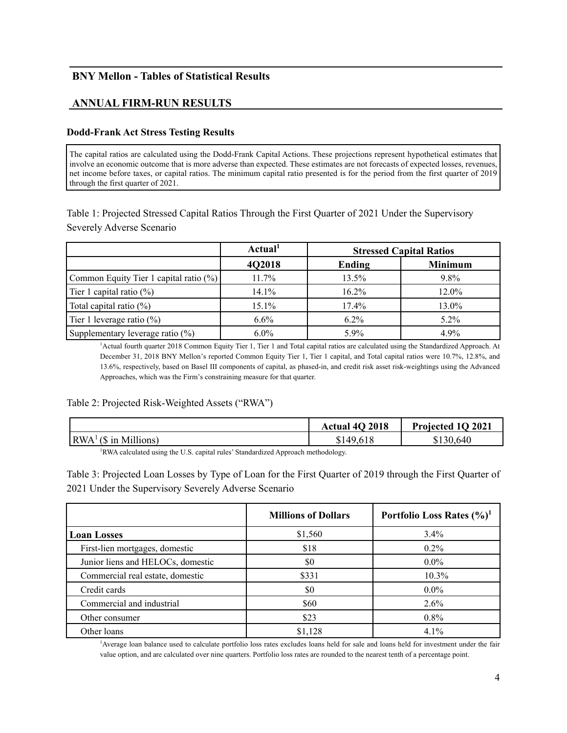## BNY Mellon - Tables of Statistical Results

## ANNUAL FIRM-RUN RESULTS

### Dodd-Frank Act Stress Testing Results

The capital ratios are calculated using the Dodd-Frank Capital Actions. These projections represent hypothetical estimates that involve an economic outcome that is more adverse than expected. These estimates are not forecasts of expected losses, revenues, net income before taxes, or capital ratios. The minimum capital ratio presented is for the period from the first quarter of 2019 through the first quarter of 2021.

Table 1: Projected Stressed Capital Ratios Through the First Quarter of 2021 Under the Supervisory Severely Adverse Scenario

| | Actual[1] | Stressed Capital Ratios | |
|---|---|---|---|
| | 4Q2018 | Ending | Minimum |
| Common Equity Tier 1 capital ratio (%) | 11.7% | 13.5% | 9.8% |
| Tier 1 capital ratio (%) | 14.1% | 16.2% | 12.0% |
| Total capital ratio (%) | 15.1% | 17.4% | 13.0% |
| Tier 1 leverage ratio (%) | 6.6% | 6.2% | 5.2% |
| Supplementary leverage ratio (%) | 6.0% | 5.9% | 4.9% |

[1]Actual fourth quarter 2018 Common Equity Tier 1, Tier 1 and Total capital ratios are calculated using the Standardized Approach. At December 31, 2018 BNY Mellon's reported Common Equity Tier 1, Tier 1 capital, and Total capital ratios were 10.7%, 12.8%, and 13.6%, respectively, based on Basel III components of capital, as phased-in, and credit risk asset risk-weightings using the Advanced Approaches, which was the Firm's constraining measure for that quarter.

Table 2: Projected Risk-Weighted Assets ("RWA")

| | Actual 4Q 2018 | Projected 1Q 2021 |
|---|---|---|
| RWA[1] ($ in Millions) | $149,618 | $130,640 |

[1]RWA calculated using the U.S. capital rules' Standardized Approach methodology.

Table 3: Projected Loan Losses by Type of Loan for the First Quarter of 2019 through the First Quarter of 2021 Under the Supervisory Severely Adverse Scenario

| | Millions of Dollars | Portfolio Loss Rates (%)[1] |
|---|---|---|
| **Loan Losses** | $1,560 | 3.4% |
| First-lien mortgages, domestic | $18 | 0.2% |
| Junior liens and HELOCs, domestic | $0 | 0.0% |
| Commercial real estate, domestic | $331 | 10.3% |
| Credit cards | $0 | 0.0% |
| Commercial and industrial | $60 | 2.6% |
| Other consumer | $23 | 0.8% |
| Other loans | $1,128 | 4.1% |

[1]Average loan balance used to calculate portfolio loss rates excludes loans held for sale and loans held for investment under the fair value option, and are calculated over nine quarters. Portfolio loss rates are rounded to the nearest tenth of a percentage point.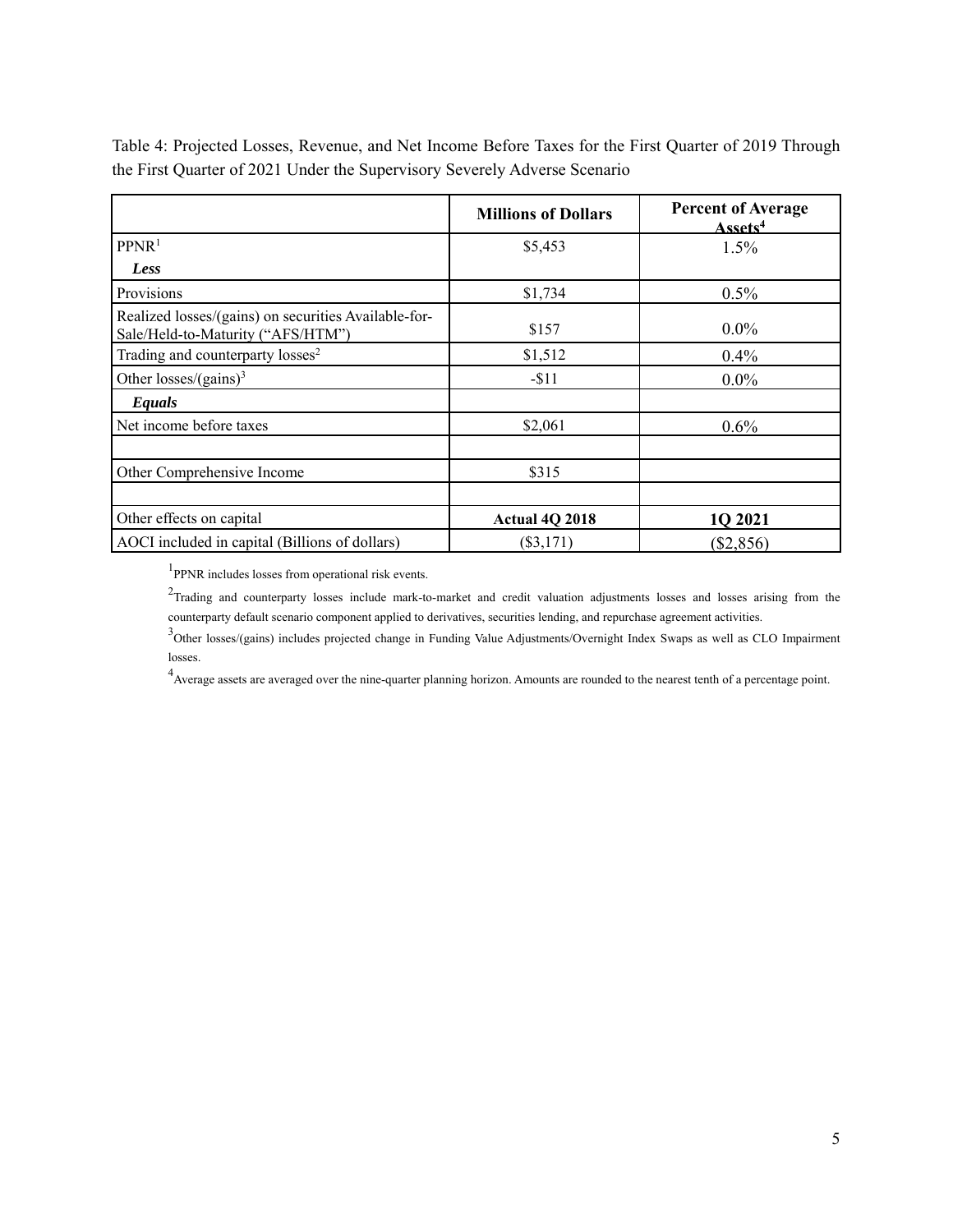Table 4: Projected Losses, Revenue, and Net Income Before Taxes for the First Quarter of 2019 Through the First Quarter of 2021 Under the Supervisory Severely Adverse Scenario

| | **Millions of Dollars** | **Percent of Average Assets[4]** |
|---|---|---|
| PPNR[1] | $5,453 | 1.5% |
| ***Less*** | | |
| Provisions | $1,734 | 0.5% |
| Realized losses/(gains) on securities Available-for-Sale/Held-to-Maturity ("AFS/HTM") | $157 | 0.0% |
| Trading and counterparty losses[2] | $1,512 | 0.4% |
| Other losses/(gains)[3] | -$11 | 0.0% |
| ***Equals*** | | |
| Net income before taxes | $2,061 | 0.6% |
| | | |
| Other Comprehensive Income | $315 | |
| | | |
| Other effects on capital | **Actual 4Q 2018** | **1Q 2021** |
| AOCI included in capital (Billions of dollars) | ($3,171) | ($2,856) |

[1]PPNR includes losses from operational risk events.

[2]Trading and counterparty losses include mark-to-market and credit valuation adjustments losses and losses arising from the counterparty default scenario component applied to derivatives, securities lending, and repurchase agreement activities.

[3]Other losses/(gains) includes projected change in Funding Value Adjustments/Overnight Index Swaps as well as CLO Impairment losses.

[4]Average assets are averaged over the nine-quarter planning horizon. Amounts are rounded to the nearest tenth of a percentage point.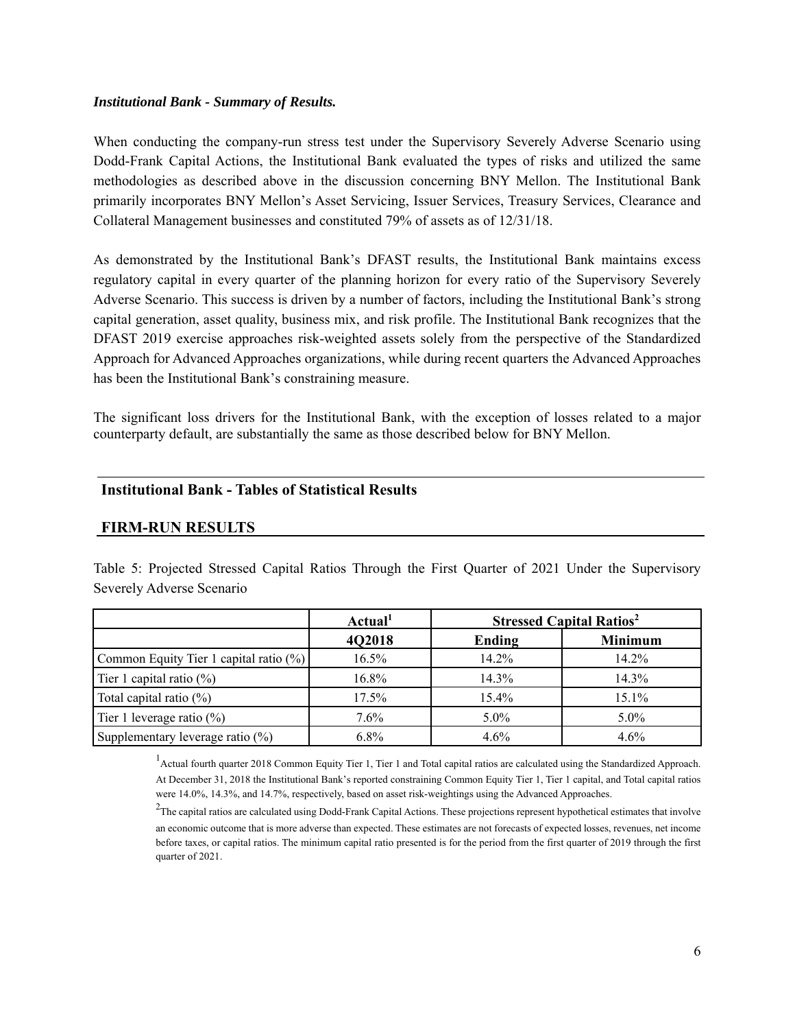***Institutional Bank - Summary of Results.***

When conducting the company-run stress test under the Supervisory Severely Adverse Scenario using Dodd-Frank Capital Actions, the Institutional Bank evaluated the types of risks and utilized the same methodologies as described above in the discussion concerning BNY Mellon. The Institutional Bank primarily incorporates BNY Mellon's Asset Servicing, Issuer Services, Treasury Services, Clearance and Collateral Management businesses and constituted 79% of assets as of 12/31/18.

As demonstrated by the Institutional Bank's DFAST results, the Institutional Bank maintains excess regulatory capital in every quarter of the planning horizon for every ratio of the Supervisory Severely Adverse Scenario. This success is driven by a number of factors, including the Institutional Bank's strong capital generation, asset quality, business mix, and risk profile. The Institutional Bank recognizes that the DFAST 2019 exercise approaches risk-weighted assets solely from the perspective of the Standardized Approach for Advanced Approaches organizations, while during recent quarters the Advanced Approaches has been the Institutional Bank's constraining measure.

The significant loss drivers for the Institutional Bank, with the exception of losses related to a major counterparty default, are substantially the same as those described below for BNY Mellon.

## Institutional Bank - Tables of Statistical Results

## FIRM-RUN RESULTS

Table 5: Projected Stressed Capital Ratios Through the First Quarter of 2021 Under the Supervisory Severely Adverse Scenario

| | Actual[1] | Stressed Capital Ratios[2] | |
|---|---|---|---|
| | 4Q2018 | Ending | Minimum |
| Common Equity Tier 1 capital ratio (%) | 16.5% | 14.2% | 14.2% |
| Tier 1 capital ratio (%) | 16.8% | 14.3% | 14.3% |
| Total capital ratio (%) | 17.5% | 15.4% | 15.1% |
| Tier 1 leverage ratio (%) | 7.6% | 5.0% | 5.0% |
| Supplementary leverage ratio (%) | 6.8% | 4.6% | 4.6% |

[1]Actual fourth quarter 2018 Common Equity Tier 1, Tier 1 and Total capital ratios are calculated using the Standardized Approach. At December 31, 2018 the Institutional Bank's reported constraining Common Equity Tier 1, Tier 1 capital, and Total capital ratios were 14.0%, 14.3%, and 14.7%, respectively, based on asset risk-weightings using the Advanced Approaches.

[2]The capital ratios are calculated using Dodd-Frank Capital Actions. These projections represent hypothetical estimates that involve an economic outcome that is more adverse than expected. These estimates are not forecasts of expected losses, revenues, net income before taxes, or capital ratios. The minimum capital ratio presented is for the period from the first quarter of 2019 through the first quarter of 2021.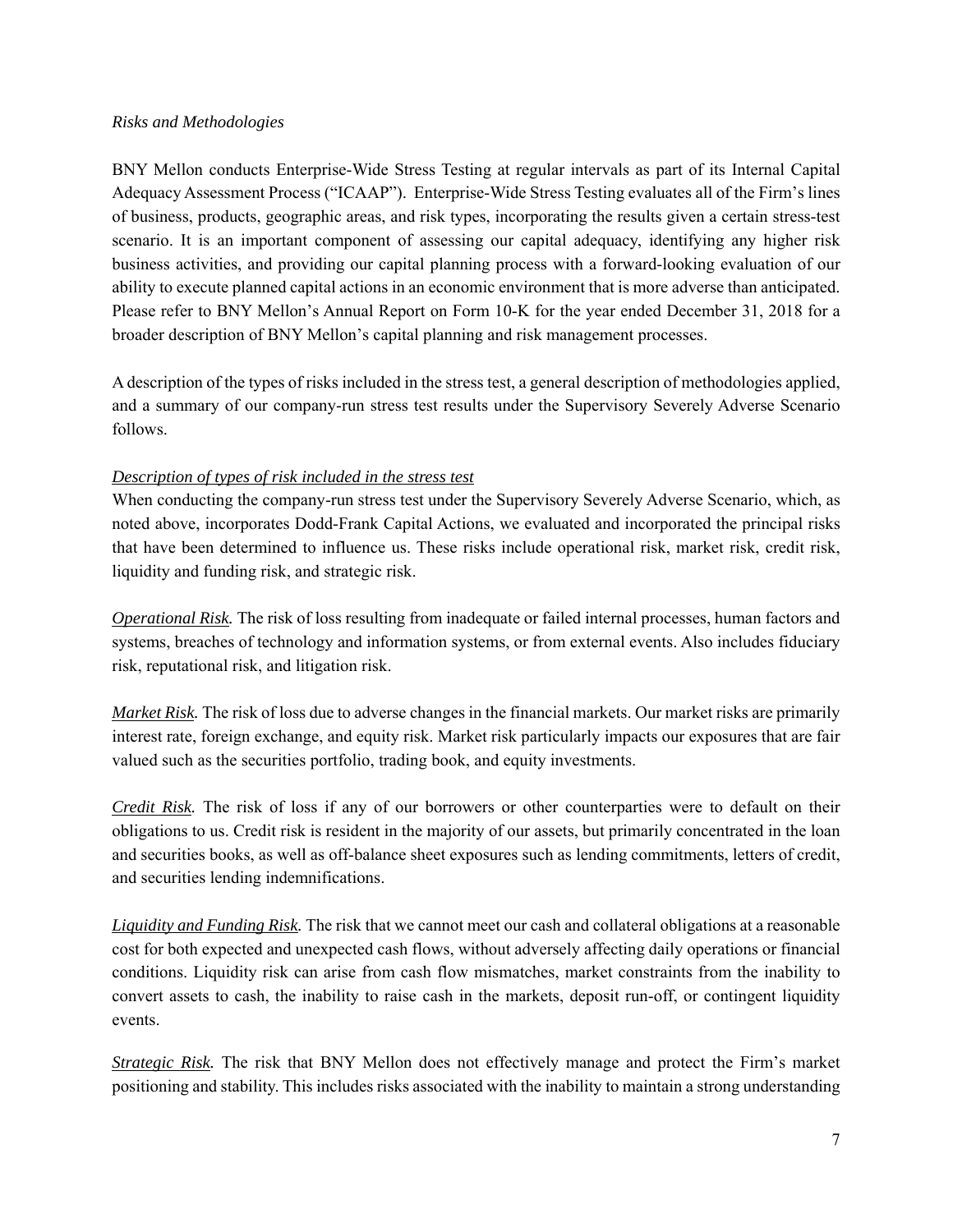*Risks and Methodologies*

BNY Mellon conducts Enterprise-Wide Stress Testing at regular intervals as part of its Internal Capital Adequacy Assessment Process ("ICAAP"). Enterprise-Wide Stress Testing evaluates all of the Firm's lines of business, products, geographic areas, and risk types, incorporating the results given a certain stress-test scenario. It is an important component of assessing our capital adequacy, identifying any higher risk business activities, and providing our capital planning process with a forward-looking evaluation of our ability to execute planned capital actions in an economic environment that is more adverse than anticipated. Please refer to BNY Mellon's Annual Report on Form 10-K for the year ended December 31, 2018 for a broader description of BNY Mellon's capital planning and risk management processes.

A description of the types of risks included in the stress test, a general description of methodologies applied, and a summary of our company-run stress test results under the Supervisory Severely Adverse Scenario follows.

*Description of types of risk included in the stress test*

When conducting the company-run stress test under the Supervisory Severely Adverse Scenario, which, as noted above, incorporates Dodd-Frank Capital Actions, we evaluated and incorporated the principal risks that have been determined to influence us. These risks include operational risk, market risk, credit risk, liquidity and funding risk, and strategic risk.

*Operational Risk.* The risk of loss resulting from inadequate or failed internal processes, human factors and systems, breaches of technology and information systems, or from external events. Also includes fiduciary risk, reputational risk, and litigation risk.

*Market Risk.* The risk of loss due to adverse changes in the financial markets. Our market risks are primarily interest rate, foreign exchange, and equity risk. Market risk particularly impacts our exposures that are fair valued such as the securities portfolio, trading book, and equity investments.

*Credit Risk.* The risk of loss if any of our borrowers or other counterparties were to default on their obligations to us. Credit risk is resident in the majority of our assets, but primarily concentrated in the loan and securities books, as well as off-balance sheet exposures such as lending commitments, letters of credit, and securities lending indemnifications.

*Liquidity and Funding Risk.* The risk that we cannot meet our cash and collateral obligations at a reasonable cost for both expected and unexpected cash flows, without adversely affecting daily operations or financial conditions. Liquidity risk can arise from cash flow mismatches, market constraints from the inability to convert assets to cash, the inability to raise cash in the markets, deposit run-off, or contingent liquidity events.

*Strategic Risk.* The risk that BNY Mellon does not effectively manage and protect the Firm's market positioning and stability. This includes risks associated with the inability to maintain a strong understanding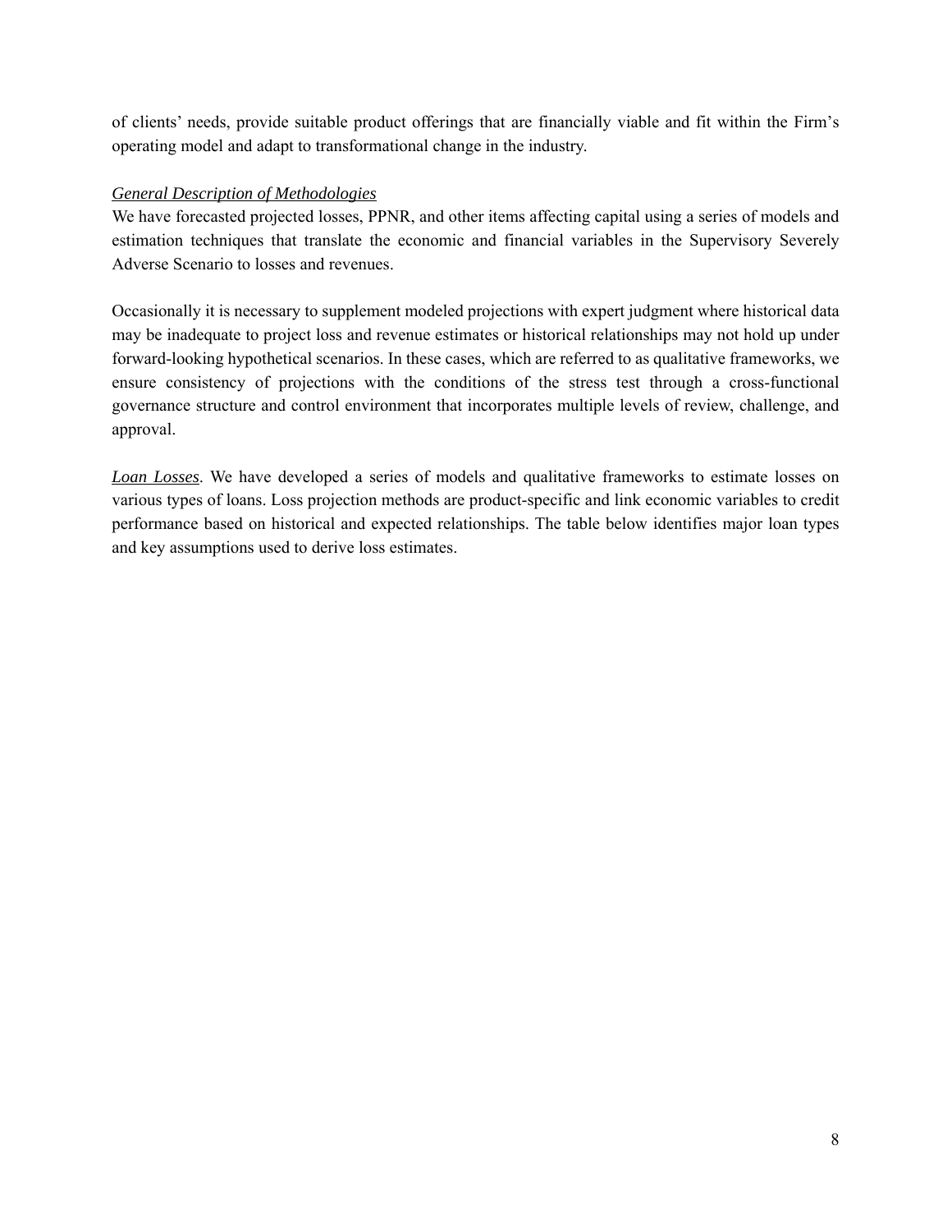of clients' needs, provide suitable product offerings that are financially viable and fit within the Firm's operating model and adapt to transformational change in the industry.

*General Description of Methodologies*

We have forecasted projected losses, PPNR, and other items affecting capital using a series of models and estimation techniques that translate the economic and financial variables in the Supervisory Severely Adverse Scenario to losses and revenues.

Occasionally it is necessary to supplement modeled projections with expert judgment where historical data may be inadequate to project loss and revenue estimates or historical relationships may not hold up under forward-looking hypothetical scenarios. In these cases, which are referred to as qualitative frameworks, we ensure consistency of projections with the conditions of the stress test through a cross-functional governance structure and control environment that incorporates multiple levels of review, challenge, and approval.

*Loan Losses*. We have developed a series of models and qualitative frameworks to estimate losses on various types of loans. Loss projection methods are product-specific and link economic variables to credit performance based on historical and expected relationships. The table below identifies major loan types and key assumptions used to derive loss estimates.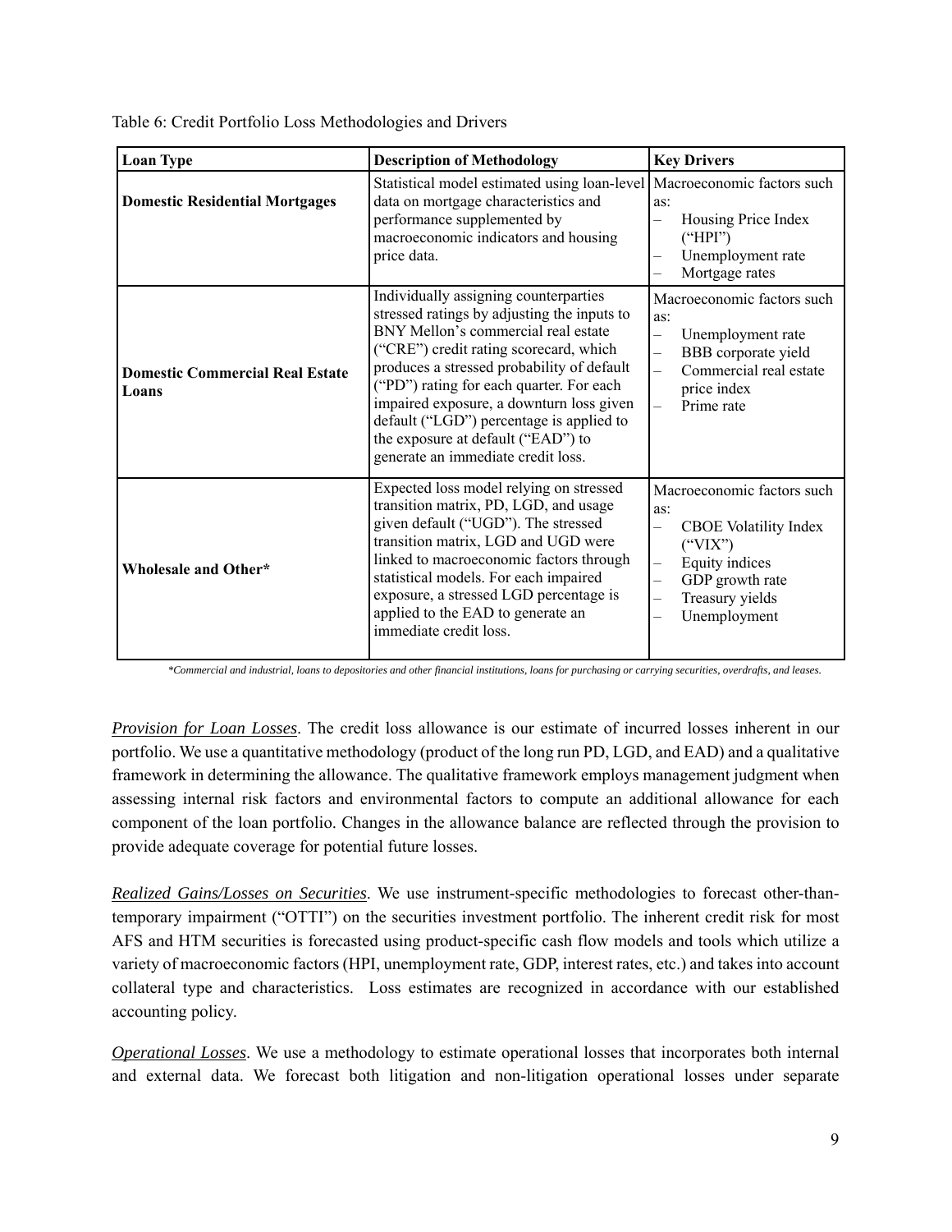Table 6: Credit Portfolio Loss Methodologies and Drivers

| Loan Type | Description of Methodology | Key Drivers |
|---|---|---|
| **Domestic Residential Mortgages** | Statistical model estimated using loan-level data on mortgage characteristics and performance supplemented by macroeconomic indicators and housing price data. | Macroeconomic factors such as: <br> – Housing Price Index ("HPI") <br> – Unemployment rate <br> – Mortgage rates |
| **Domestic Commercial Real Estate Loans** | Individually assigning counterparties stressed ratings by adjusting the inputs to BNY Mellon's commercial real estate ("CRE") credit rating scorecard, which produces a stressed probability of default ("PD") rating for each quarter. For each impaired exposure, a downturn loss given default ("LGD") percentage is applied to the exposure at default ("EAD") to generate an immediate credit loss. | Macroeconomic factors such as: <br> – Unemployment rate <br> – BBB corporate yield <br> – Commercial real estate price index <br> – Prime rate |
| **Wholesale and Other*** | Expected loss model relying on stressed transition matrix, PD, LGD, and usage given default ("UGD"). The stressed transition matrix, LGD and UGD were linked to macroeconomic factors through statistical models. For each impaired exposure, a stressed LGD percentage is applied to the EAD to generate an immediate credit loss. | Macroeconomic factors such as: <br> – CBOE Volatility Index ("VIX") <br> – Equity indices <br> – GDP growth rate <br> – Treasury yields <br> – Unemployment |

*Commercial and industrial, loans to depositories and other financial institutions, loans for purchasing or carrying securities, overdrafts, and leases.*

*Provision for Loan Losses*. The credit loss allowance is our estimate of incurred losses inherent in our portfolio. We use a quantitative methodology (product of the long run PD, LGD, and EAD) and a qualitative framework in determining the allowance. The qualitative framework employs management judgment when assessing internal risk factors and environmental factors to compute an additional allowance for each component of the loan portfolio. Changes in the allowance balance are reflected through the provision to provide adequate coverage for potential future losses.

*Realized Gains/Losses on Securities*. We use instrument-specific methodologies to forecast other-than-temporary impairment ("OTTI") on the securities investment portfolio. The inherent credit risk for most AFS and HTM securities is forecasted using product-specific cash flow models and tools which utilize a variety of macroeconomic factors (HPI, unemployment rate, GDP, interest rates, etc.) and takes into account collateral type and characteristics. Loss estimates are recognized in accordance with our established accounting policy.

*Operational Losses*. We use a methodology to estimate operational losses that incorporates both internal and external data. We forecast both litigation and non-litigation operational losses under separate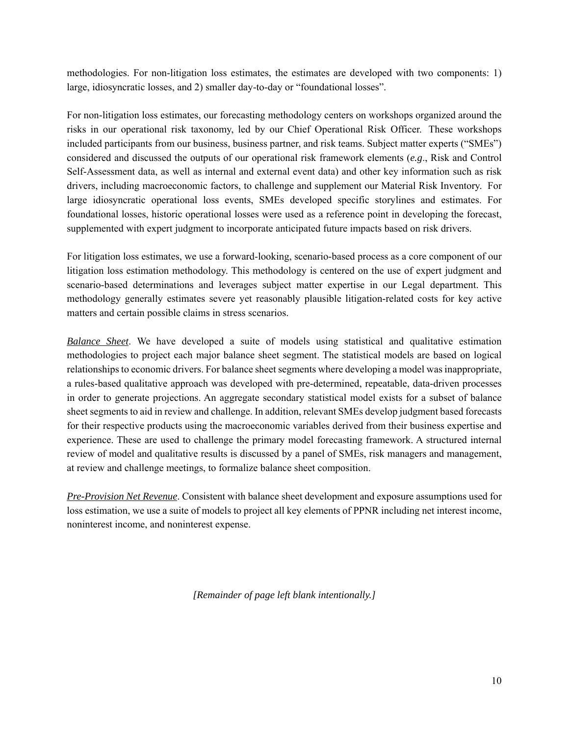methodologies. For non-litigation loss estimates, the estimates are developed with two components: 1) large, idiosyncratic losses, and 2) smaller day-to-day or "foundational losses".

For non-litigation loss estimates, our forecasting methodology centers on workshops organized around the risks in our operational risk taxonomy, led by our Chief Operational Risk Officer. These workshops included participants from our business, business partner, and risk teams. Subject matter experts ("SMEs") considered and discussed the outputs of our operational risk framework elements (*e.g*., Risk and Control Self-Assessment data, as well as internal and external event data) and other key information such as risk drivers, including macroeconomic factors, to challenge and supplement our Material Risk Inventory. For large idiosyncratic operational loss events, SMEs developed specific storylines and estimates. For foundational losses, historic operational losses were used as a reference point in developing the forecast, supplemented with expert judgment to incorporate anticipated future impacts based on risk drivers.

For litigation loss estimates, we use a forward-looking, scenario-based process as a core component of our litigation loss estimation methodology. This methodology is centered on the use of expert judgment and scenario-based determinations and leverages subject matter expertise in our Legal department. This methodology generally estimates severe yet reasonably plausible litigation-related costs for key active matters and certain possible claims in stress scenarios.

*Balance Sheet*. We have developed a suite of models using statistical and qualitative estimation methodologies to project each major balance sheet segment. The statistical models are based on logical relationships to economic drivers. For balance sheet segments where developing a model was inappropriate, a rules-based qualitative approach was developed with pre-determined, repeatable, data-driven processes in order to generate projections. An aggregate secondary statistical model exists for a subset of balance sheet segments to aid in review and challenge. In addition, relevant SMEs develop judgment based forecasts for their respective products using the macroeconomic variables derived from their business expertise and experience. These are used to challenge the primary model forecasting framework. A structured internal review of model and qualitative results is discussed by a panel of SMEs, risk managers and management, at review and challenge meetings, to formalize balance sheet composition.

*Pre-Provision Net Revenue*. Consistent with balance sheet development and exposure assumptions used for loss estimation, we use a suite of models to project all key elements of PPNR including net interest income, noninterest income, and noninterest expense.

*[Remainder of page left blank intentionally.]*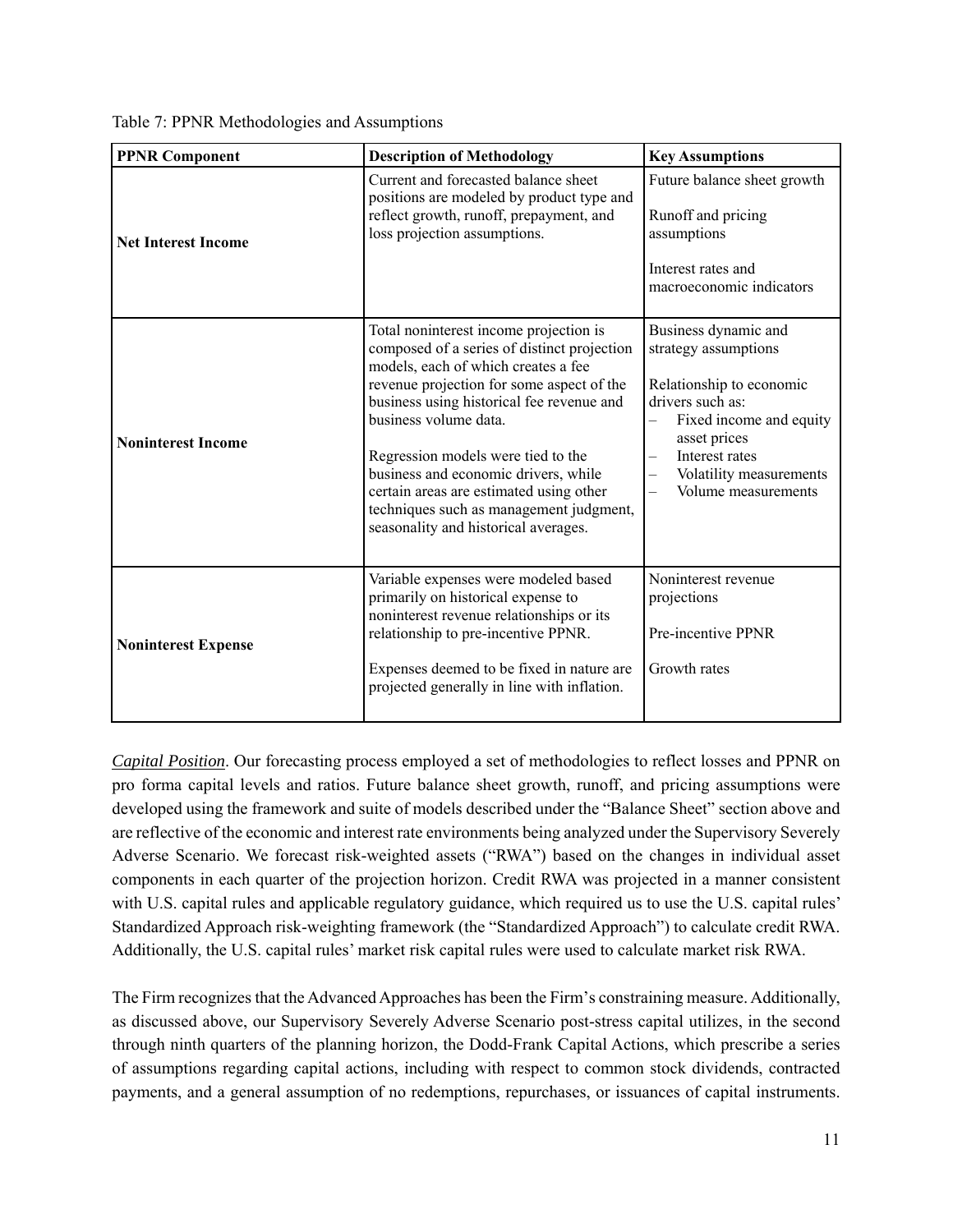Table 7: PPNR Methodologies and Assumptions

| PPNR Component | Description of Methodology | Key Assumptions |
|---|---|---|
| **Net Interest Income** | Current and forecasted balance sheet positions are modeled by product type and reflect growth, runoff, prepayment, and loss projection assumptions. | Future balance sheet growth<br><br>Runoff and pricing assumptions<br><br>Interest rates and macroeconomic indicators |
| **Noninterest Income** | Total noninterest income projection is composed of a series of distinct projection models, each of which creates a fee revenue projection for some aspect of the business using historical fee revenue and business volume data.<br><br>Regression models were tied to the business and economic drivers, while certain areas are estimated using other techniques such as management judgment, seasonality and historical averages. | Business dynamic and strategy assumptions<br><br>Relationship to economic drivers such as:<br>– Fixed income and equity asset prices<br>– Interest rates<br>– Volatility measurements<br>– Volume measurements |
| **Noninterest Expense** | Variable expenses were modeled based primarily on historical expense to noninterest revenue relationships or its relationship to pre-incentive PPNR.<br><br>Expenses deemed to be fixed in nature are projected generally in line with inflation. | Noninterest revenue projections<br><br>Pre-incentive PPNR<br><br>Growth rates |

*Capital Position*. Our forecasting process employed a set of methodologies to reflect losses and PPNR on pro forma capital levels and ratios. Future balance sheet growth, runoff, and pricing assumptions were developed using the framework and suite of models described under the "Balance Sheet" section above and are reflective of the economic and interest rate environments being analyzed under the Supervisory Severely Adverse Scenario. We forecast risk-weighted assets ("RWA") based on the changes in individual asset components in each quarter of the projection horizon. Credit RWA was projected in a manner consistent with U.S. capital rules and applicable regulatory guidance, which required us to use the U.S. capital rules' Standardized Approach risk-weighting framework (the "Standardized Approach") to calculate credit RWA. Additionally, the U.S. capital rules' market risk capital rules were used to calculate market risk RWA.

The Firm recognizes that the Advanced Approaches has been the Firm's constraining measure. Additionally, as discussed above, our Supervisory Severely Adverse Scenario post-stress capital utilizes, in the second through ninth quarters of the planning horizon, the Dodd-Frank Capital Actions, which prescribe a series of assumptions regarding capital actions, including with respect to common stock dividends, contracted payments, and a general assumption of no redemptions, repurchases, or issuances of capital instruments.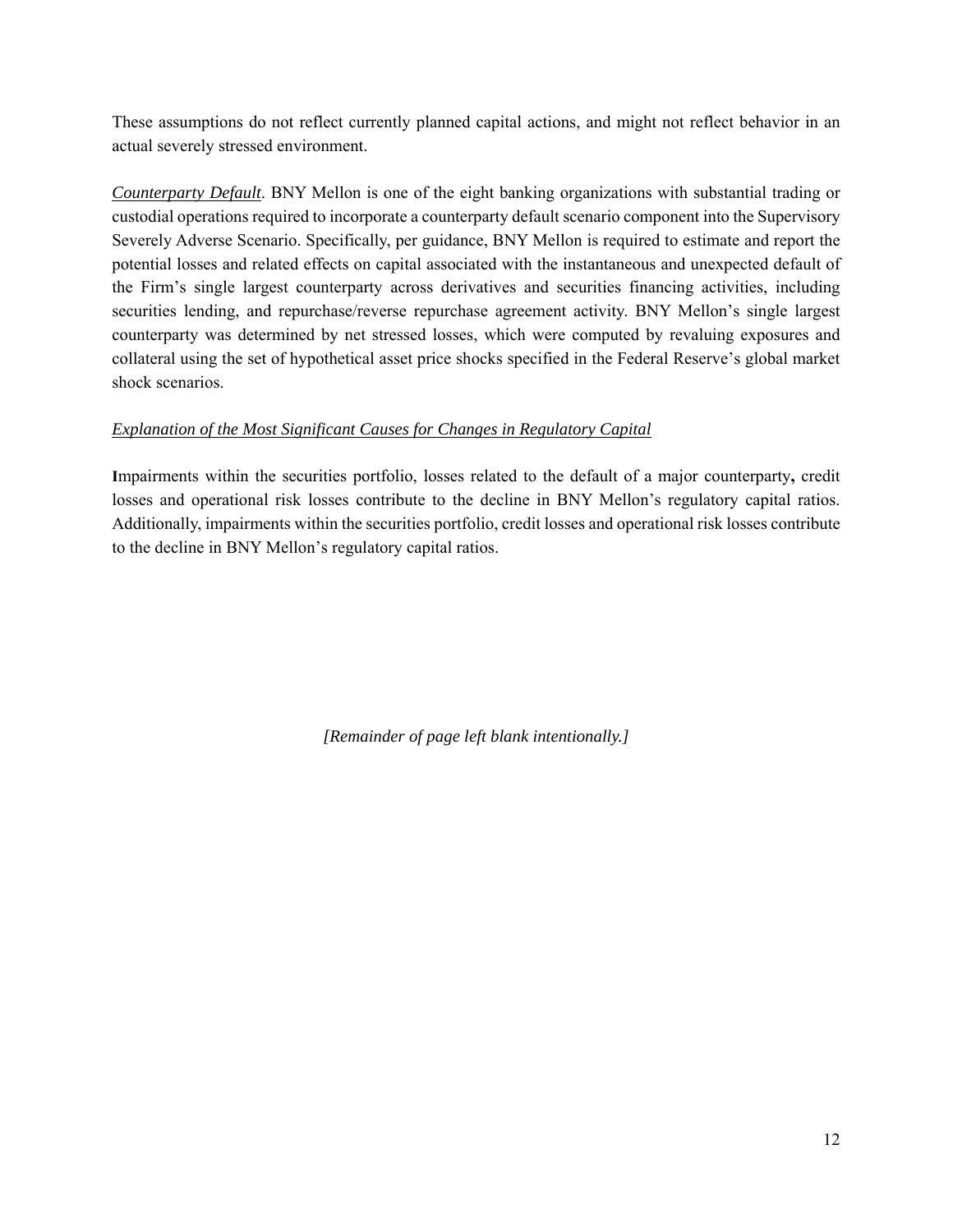These assumptions do not reflect currently planned capital actions, and might not reflect behavior in an actual severely stressed environment.

*Counterparty Default*. BNY Mellon is one of the eight banking organizations with substantial trading or custodial operations required to incorporate a counterparty default scenario component into the Supervisory Severely Adverse Scenario. Specifically, per guidance, BNY Mellon is required to estimate and report the potential losses and related effects on capital associated with the instantaneous and unexpected default of the Firm's single largest counterparty across derivatives and securities financing activities, including securities lending, and repurchase/reverse repurchase agreement activity. BNY Mellon's single largest counterparty was determined by net stressed losses, which were computed by revaluing exposures and collateral using the set of hypothetical asset price shocks specified in the Federal Reserve's global market shock scenarios.

*Explanation of the Most Significant Causes for Changes in Regulatory Capital*

Impairments within the securities portfolio, losses related to the default of a major counterparty, credit losses and operational risk losses contribute to the decline in BNY Mellon's regulatory capital ratios. Additionally, impairments within the securities portfolio, credit losses and operational risk losses contribute to the decline in BNY Mellon's regulatory capital ratios.

*[Remainder of page left blank intentionally.]*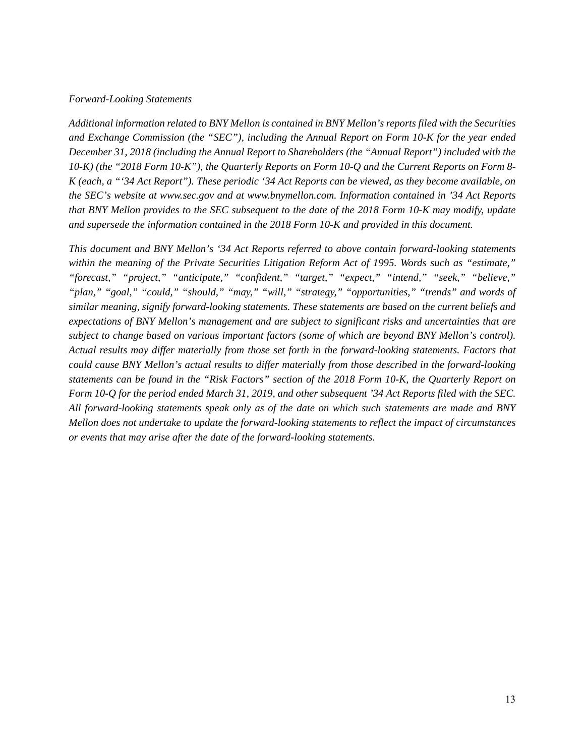*Forward-Looking Statements*

*Additional information related to BNY Mellon is contained in BNY Mellon's reports filed with the Securities and Exchange Commission (the "SEC"), including the Annual Report on Form 10-K for the year ended December 31, 2018 (including the Annual Report to Shareholders (the "Annual Report") included with the 10-K) (the "2018 Form 10-K"), the Quarterly Reports on Form 10-Q and the Current Reports on Form 8-K (each, a "'34 Act Report"). These periodic '34 Act Reports can be viewed, as they become available, on the SEC's website at www.sec.gov and at www.bnymellon.com. Information contained in '34 Act Reports that BNY Mellon provides to the SEC subsequent to the date of the 2018 Form 10-K may modify, update and supersede the information contained in the 2018 Form 10-K and provided in this document.*

*This document and BNY Mellon's '34 Act Reports referred to above contain forward-looking statements within the meaning of the Private Securities Litigation Reform Act of 1995. Words such as "estimate," "forecast," "project," "anticipate," "confident," "target," "expect," "intend," "seek," "believe," "plan," "goal," "could," "should," "may," "will," "strategy," "opportunities," "trends" and words of similar meaning, signify forward-looking statements. These statements are based on the current beliefs and expectations of BNY Mellon's management and are subject to significant risks and uncertainties that are subject to change based on various important factors (some of which are beyond BNY Mellon's control). Actual results may differ materially from those set forth in the forward-looking statements. Factors that could cause BNY Mellon's actual results to differ materially from those described in the forward-looking statements can be found in the "Risk Factors" section of the 2018 Form 10-K, the Quarterly Report on Form 10-Q for the period ended March 31, 2019, and other subsequent '34 Act Reports filed with the SEC. All forward-looking statements speak only as of the date on which such statements are made and BNY Mellon does not undertake to update the forward-looking statements to reflect the impact of circumstances or events that may arise after the date of the forward-looking statements.*